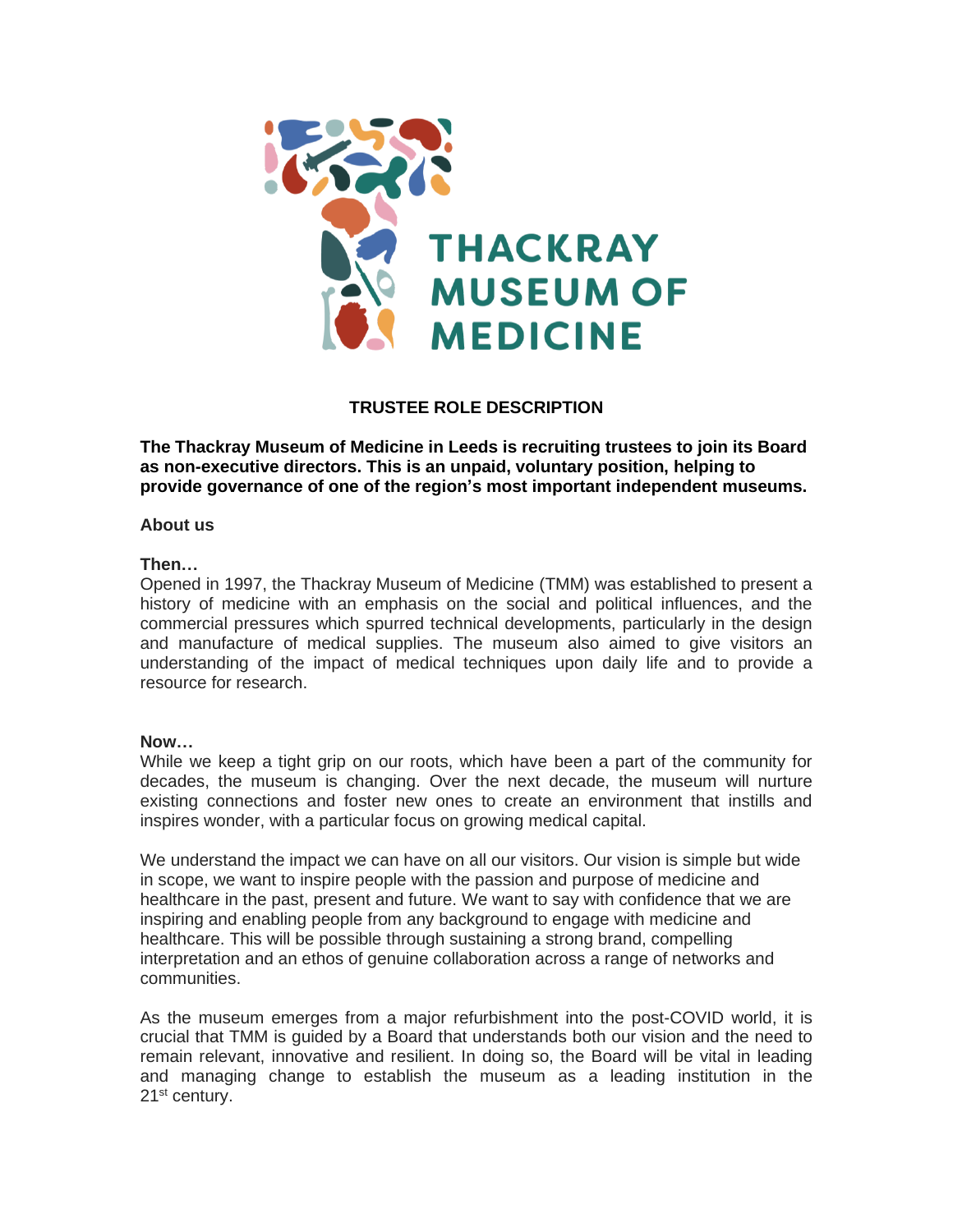# THACKRAY MUSEUM OF MEDICINE

## TRUSTEE ROLE DESCRIPTION

**The Thackray Museum of Medicine in Leeds is recruiting trustees to join its Board as non-executive directors. This is an unpaid, voluntary position, helping to provide governance of one of the region's most important independent museums.**

### About us

**Then…**

Opened in 1997, the Thackray Museum of Medicine (TMM) was established to present a history of medicine with an emphasis on the social and political influences, and the commercial pressures which spurred technical developments, particularly in the design and manufacture of medical supplies. The museum also aimed to give visitors an understanding of the impact of medical techniques upon daily life and to provide a resource for research.

**Now…**

While we keep a tight grip on our roots, which have been a part of the community for decades, the museum is changing. Over the next decade, the museum will nurture existing connections and foster new ones to create an environment that instills and inspires wonder, with a particular focus on growing medical capital.

We understand the impact we can have on all our visitors. Our vision is simple but wide in scope, we want to inspire people with the passion and purpose of medicine and healthcare in the past, present and future. We want to say with confidence that we are inspiring and enabling people from any background to engage with medicine and healthcare. This will be possible through sustaining a strong brand, compelling interpretation and an ethos of genuine collaboration across a range of networks and communities.

As the museum emerges from a major refurbishment into the post-COVID world, it is crucial that TMM is guided by a Board that understands both our vision and the need to remain relevant, innovative and resilient. In doing so, the Board will be vital in leading and managing change to establish the museum as a leading institution in the 21st century.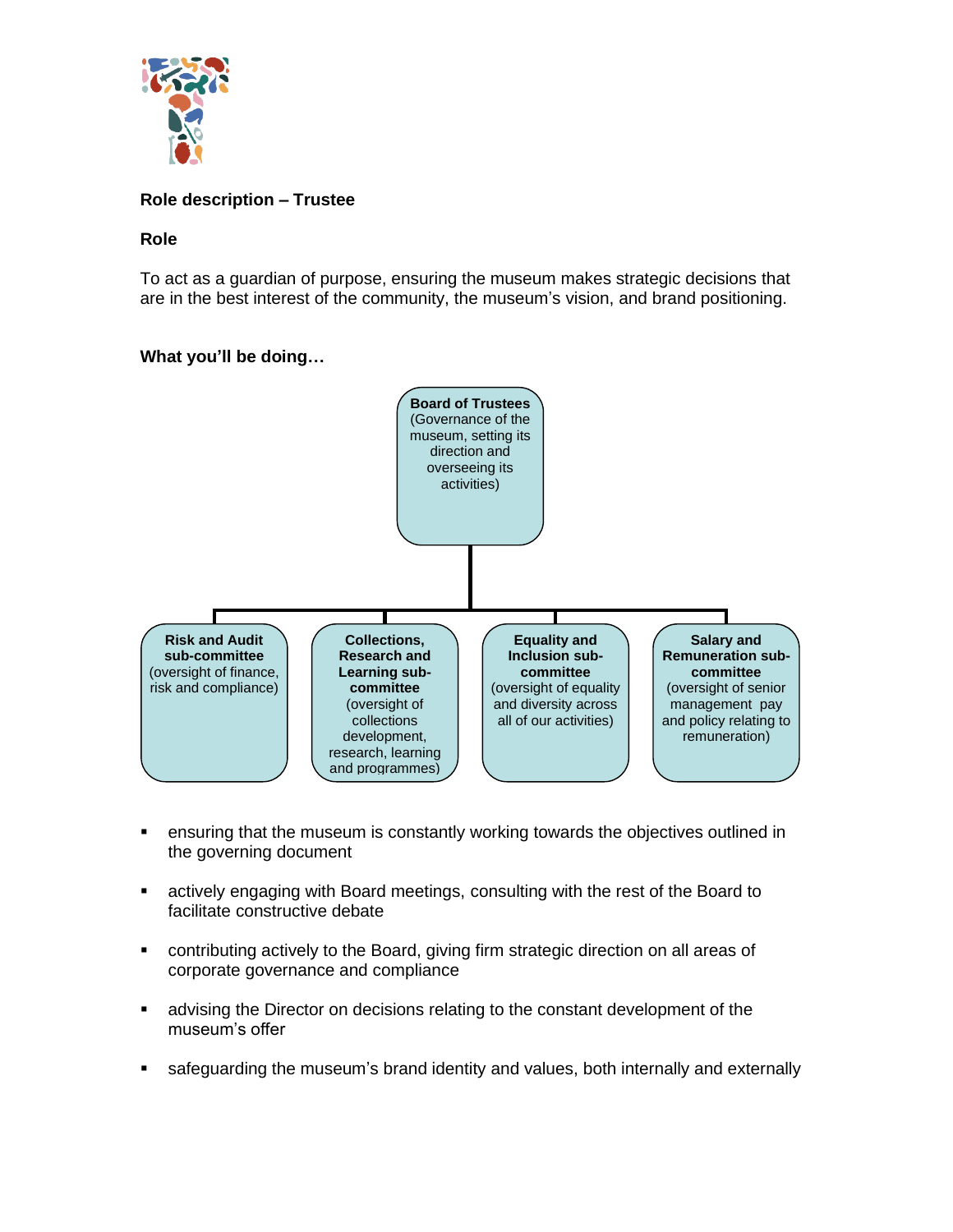**Role description – Trustee**

**Role**

To act as a guardian of purpose, ensuring the museum makes strategic decisions that are in the best interest of the community, the museum's vision, and brand positioning.

**What you'll be doing…**

**Board of Trustees** (Governance of the museum, setting its direction and overseeing its activities)

- **Risk and Audit sub-committee** (oversight of finance, risk and compliance)
- **Collections, Research and Learning sub-committee** (oversight of collections development, research, learning and programmes)
- **Equality and Inclusion sub-committee** (oversight of equality and diversity across all of our activities)
- **Salary and Remuneration sub-committee** (oversight of senior management pay and policy relating to remuneration)

- ensuring that the museum is constantly working towards the objectives outlined in the governing document
- actively engaging with Board meetings, consulting with the rest of the Board to facilitate constructive debate
- contributing actively to the Board, giving firm strategic direction on all areas of corporate governance and compliance
- advising the Director on decisions relating to the constant development of the museum's offer
- safeguarding the museum's brand identity and values, both internally and externally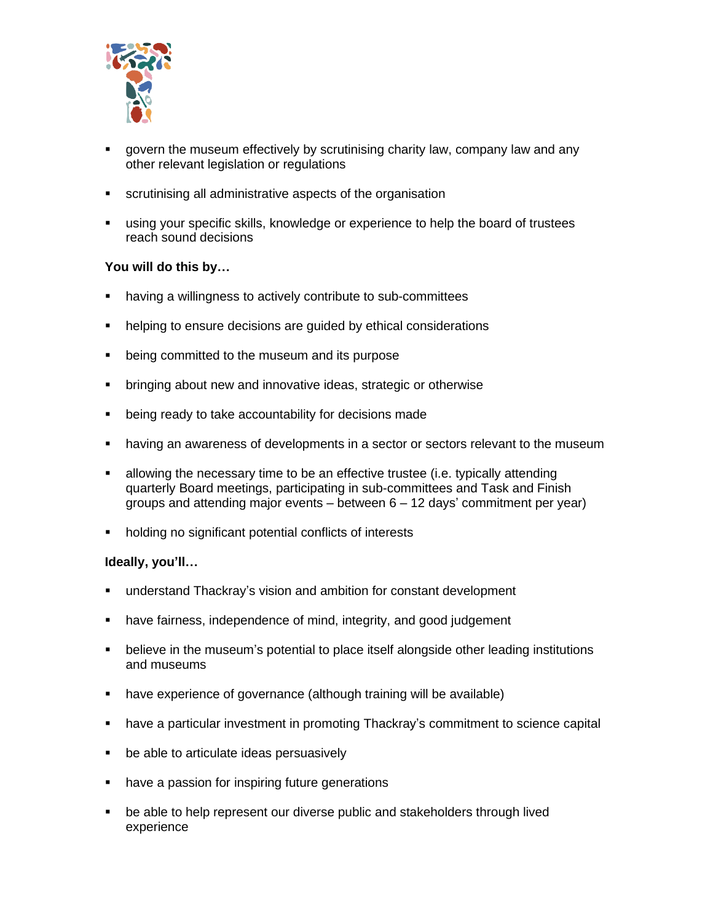- govern the museum effectively by scrutinising charity law, company law and any other relevant legislation or regulations
- scrutinising all administrative aspects of the organisation
- using your specific skills, knowledge or experience to help the board of trustees reach sound decisions

**You will do this by…**

- having a willingness to actively contribute to sub-committees
- helping to ensure decisions are guided by ethical considerations
- being committed to the museum and its purpose
- bringing about new and innovative ideas, strategic or otherwise
- being ready to take accountability for decisions made
- having an awareness of developments in a sector or sectors relevant to the museum
- allowing the necessary time to be an effective trustee (i.e. typically attending quarterly Board meetings, participating in sub-committees and Task and Finish groups and attending major events – between 6 – 12 days' commitment per year)
- holding no significant potential conflicts of interests

**Ideally, you'll…**

- understand Thackray's vision and ambition for constant development
- have fairness, independence of mind, integrity, and good judgement
- believe in the museum's potential to place itself alongside other leading institutions and museums
- have experience of governance (although training will be available)
- have a particular investment in promoting Thackray's commitment to science capital
- be able to articulate ideas persuasively
- have a passion for inspiring future generations
- be able to help represent our diverse public and stakeholders through lived experience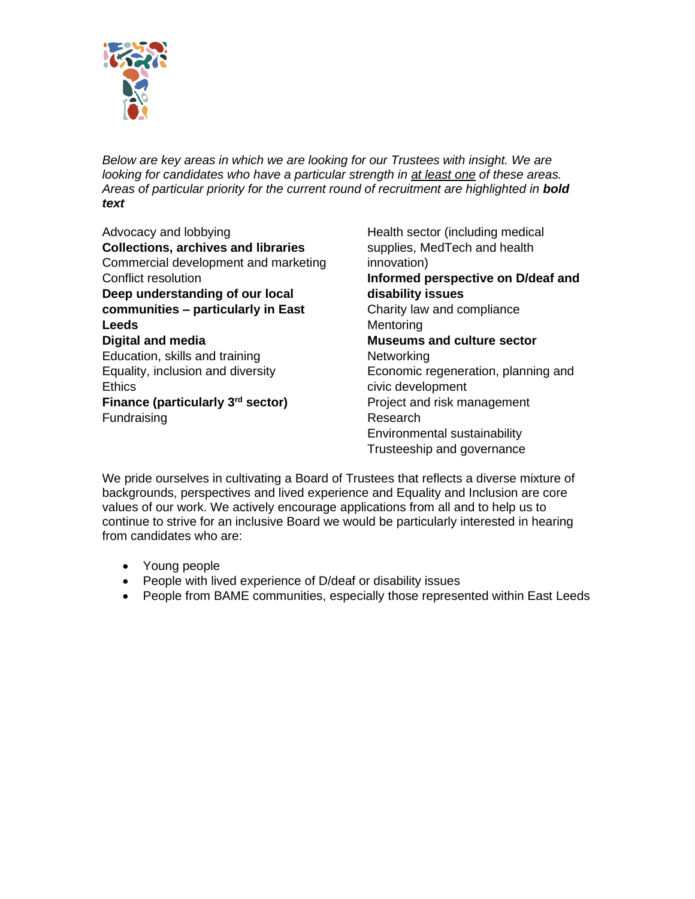*Below are key areas in which we are looking for our Trustees with insight. We are looking for candidates who have a particular strength in <u>at least one</u> of these areas. Areas of particular priority for the current round of recruitment are highlighted in **bold text***

Advocacy and lobbying
**Collections, archives and libraries**
Commercial development and marketing
Conflict resolution
**Deep understanding of our local communities – particularly in East Leeds**
**Digital and media**
Education, skills and training
Equality, inclusion and diversity
Ethics
**Finance (particularly 3rd sector)**
Fundraising
Health sector (including medical supplies, MedTech and health innovation)
**Informed perspective on D/deaf and disability issues**
Charity law and compliance
Mentoring
**Museums and culture sector**
Networking
Economic regeneration, planning and civic development
Project and risk management
Research
Environmental sustainability
Trusteeship and governance

We pride ourselves in cultivating a Board of Trustees that reflects a diverse mixture of backgrounds, perspectives and lived experience and Equality and Inclusion are core values of our work. We actively encourage applications from all and to help us to continue to strive for an inclusive Board we would be particularly interested in hearing from candidates who are:

- Young people
- People with lived experience of D/deaf or disability issues
- People from BAME communities, especially those represented within East Leeds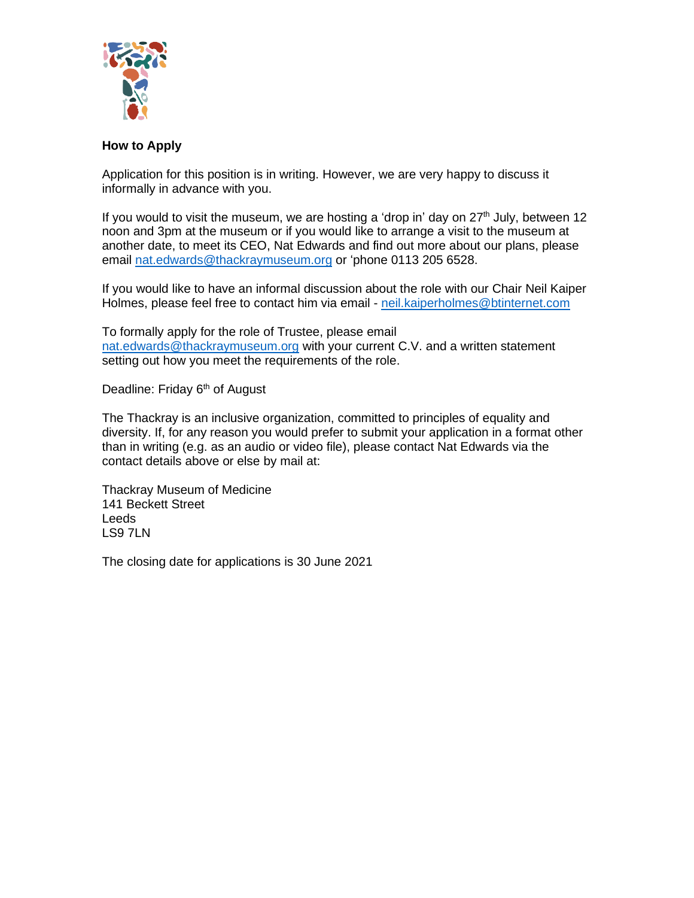**How to Apply**

Application for this position is in writing. However, we are very happy to discuss it informally in advance with you.

If you would to visit the museum, we are hosting a 'drop in' day on 27th July, between 12 noon and 3pm at the museum or if you would like to arrange a visit to the museum at another date, to meet its CEO, Nat Edwards and find out more about our plans, please email nat.edwards@thackraymuseum.org or 'phone 0113 205 6528.

If you would like to have an informal discussion about the role with our Chair Neil Kaiper Holmes, please feel free to contact him via email - neil.kaiperholmes@btinternet.com

To formally apply for the role of Trustee, please email nat.edwards@thackraymuseum.org with your current C.V. and a written statement setting out how you meet the requirements of the role.

Deadline: Friday 6th of August

The Thackray is an inclusive organization, committed to principles of equality and diversity. If, for any reason you would prefer to submit your application in a format other than in writing (e.g. as an audio or video file), please contact Nat Edwards via the contact details above or else by mail at:

Thackray Museum of Medicine
141 Beckett Street
Leeds
LS9 7LN

The closing date for applications is 30 June 2021